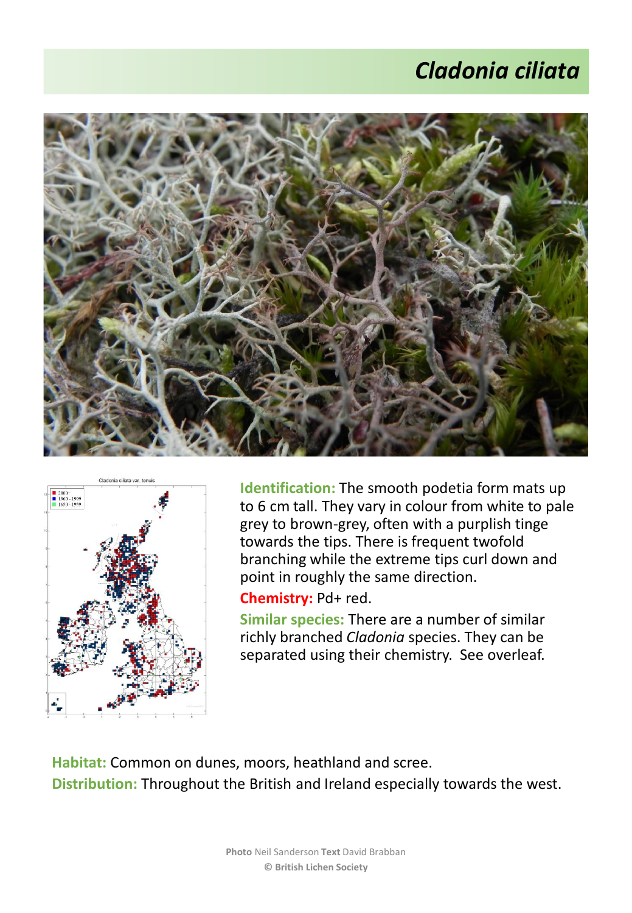# *Cladonia ciliata*

**Identification:** The smooth podetia form mats up to 6 cm tall. They vary in colour from white to pale grey to brown-grey, often with a purplish tinge towards the tips. There is frequent twofold branching while the extreme tips curl down and point in roughly the same direction.

**Chemistry:** Pd+ red.

**Similar species:** There are a number of similar richly branched *Cladonia* species. They can be separated using their chemistry. See overleaf.

**Habitat:** Common on dunes, moors, heathland and scree.

**Distribution:** Throughout the British and Ireland especially towards the west.

**Photo** Neil Sanderson **Text** David Brabban

**© British Lichen Society**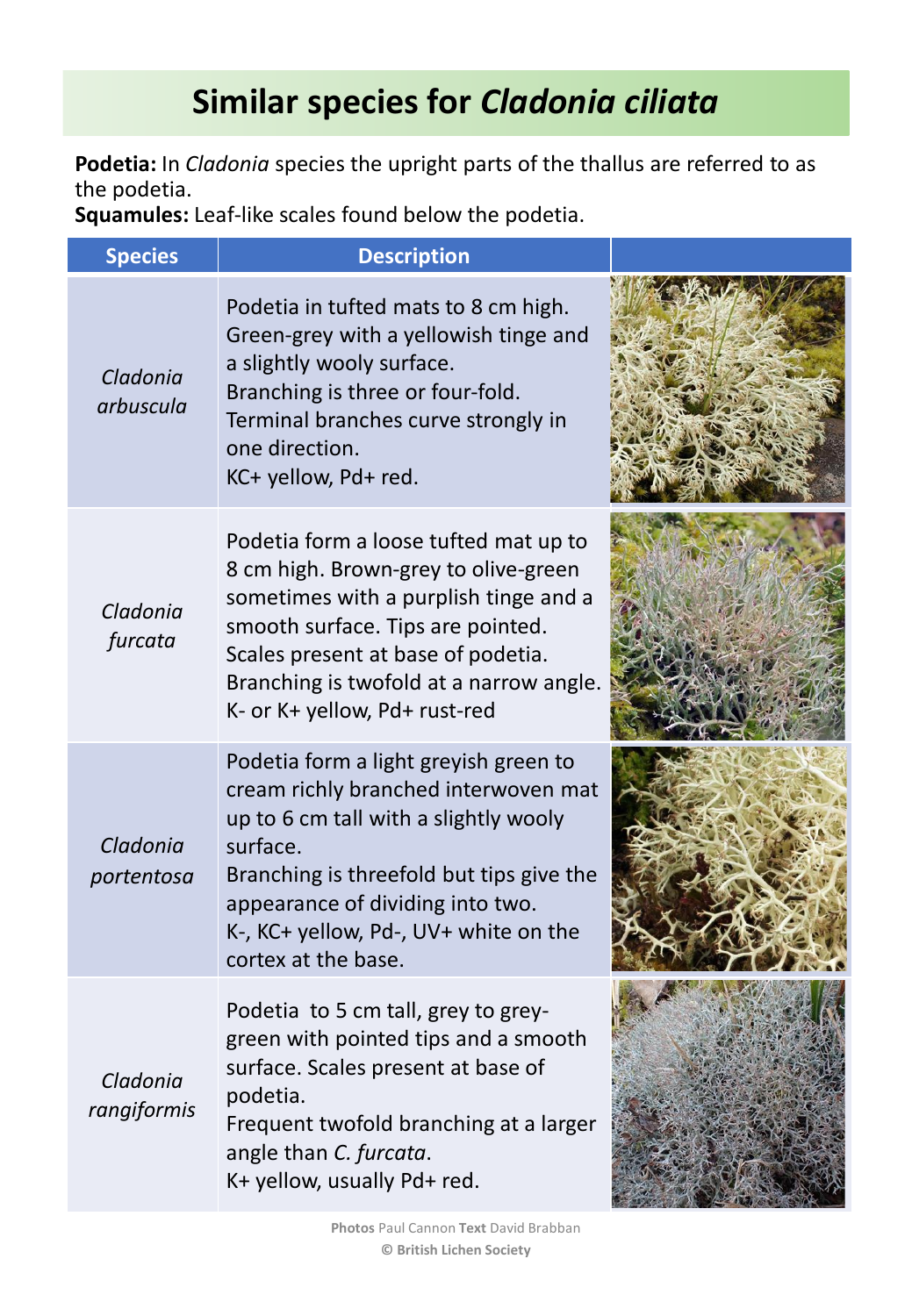# Similar species for *Cladonia ciliata*

**Podetia:** In *Cladonia* species the upright parts of the thallus are referred to as the podetia.
**Squamules:** Leaf-like scales found below the podetia.

| Species | Description | |
|---|---|---|
| *Cladonia arbuscula* | Podetia in tufted mats to 8 cm high. Green-grey with a yellowish tinge and a slightly wooly surface. Branching is three or four-fold. Terminal branches curve strongly in one direction. KC+ yellow, Pd+ red. | |
| *Cladonia furcata* | Podetia form a loose tufted mat up to 8 cm high. Brown-grey to olive-green sometimes with a purplish tinge and a smooth surface. Tips are pointed. Scales present at base of podetia. Branching is twofold at a narrow angle. K- or K+ yellow, Pd+ rust-red | |
| *Cladonia portentosa* | Podetia form a light greyish green to cream richly branched interwoven mat up to 6 cm tall with a slightly wooly surface. Branching is threefold but tips give the appearance of dividing into two. K-, KC+ yellow, Pd-, UV+ white on the cortex at the base. | |
| *Cladonia rangiformis* | Podetia to 5 cm tall, grey to grey-green with pointed tips and a smooth surface. Scales present at base of podetia. Frequent twofold branching at a larger angle than *C. furcata*. K+ yellow, usually Pd+ red. | |

**Photos** Paul Cannon **Text** David Brabban
© British Lichen Society